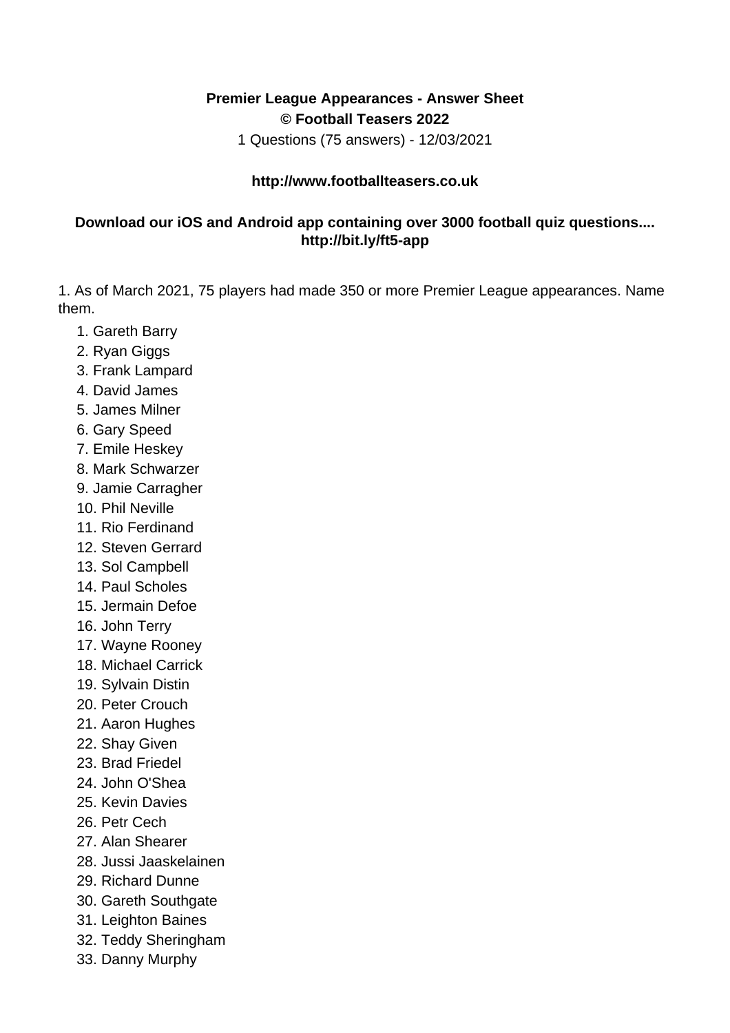**Premier League Appearances - Answer Sheet**
**© Football Teasers 2022**
1 Questions (75 answers) - 12/03/2021

**http://www.footballteasers.co.uk**

**Download our iOS and Android app containing over 3000 football quiz questions.... http://bit.ly/ft5-app**

1. As of March 2021, 75 players had made 350 or more Premier League appearances. Name them.

    1. Gareth Barry
    2. Ryan Giggs
    3. Frank Lampard
    4. David James
    5. James Milner
    6. Gary Speed
    7. Emile Heskey
    8. Mark Schwarzer
    9. Jamie Carragher
    10. Phil Neville
    11. Rio Ferdinand
    12. Steven Gerrard
    13. Sol Campbell
    14. Paul Scholes
    15. Jermain Defoe
    16. John Terry
    17. Wayne Rooney
    18. Michael Carrick
    19. Sylvain Distin
    20. Peter Crouch
    21. Aaron Hughes
    22. Shay Given
    23. Brad Friedel
    24. John O'Shea
    25. Kevin Davies
    26. Petr Cech
    27. Alan Shearer
    28. Jussi Jaaskelainen
    29. Richard Dunne
    30. Gareth Southgate
    31. Leighton Baines
    32. Teddy Sheringham
    33. Danny Murphy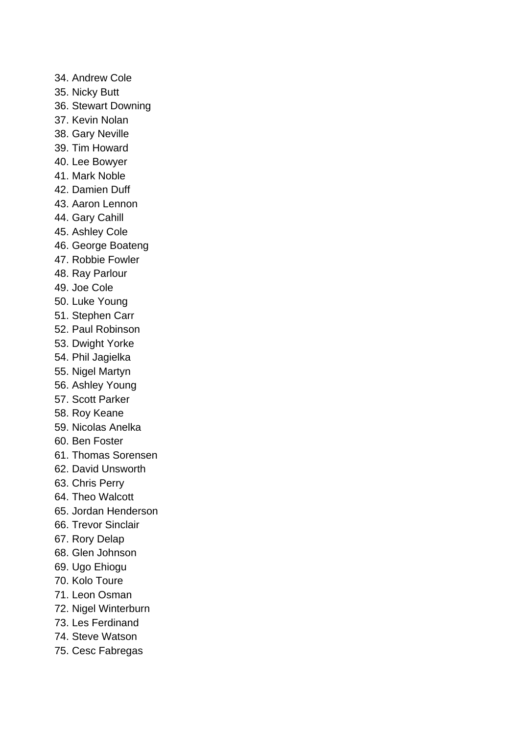34. Andrew Cole
35. Nicky Butt
36. Stewart Downing
37. Kevin Nolan
38. Gary Neville
39. Tim Howard
40. Lee Bowyer
41. Mark Noble
42. Damien Duff
43. Aaron Lennon
44. Gary Cahill
45. Ashley Cole
46. George Boateng
47. Robbie Fowler
48. Ray Parlour
49. Joe Cole
50. Luke Young
51. Stephen Carr
52. Paul Robinson
53. Dwight Yorke
54. Phil Jagielka
55. Nigel Martyn
56. Ashley Young
57. Scott Parker
58. Roy Keane
59. Nicolas Anelka
60. Ben Foster
61. Thomas Sorensen
62. David Unsworth
63. Chris Perry
64. Theo Walcott
65. Jordan Henderson
66. Trevor Sinclair
67. Rory Delap
68. Glen Johnson
69. Ugo Ehiogu
70. Kolo Toure
71. Leon Osman
72. Nigel Winterburn
73. Les Ferdinand
74. Steve Watson
75. Cesc Fabregas